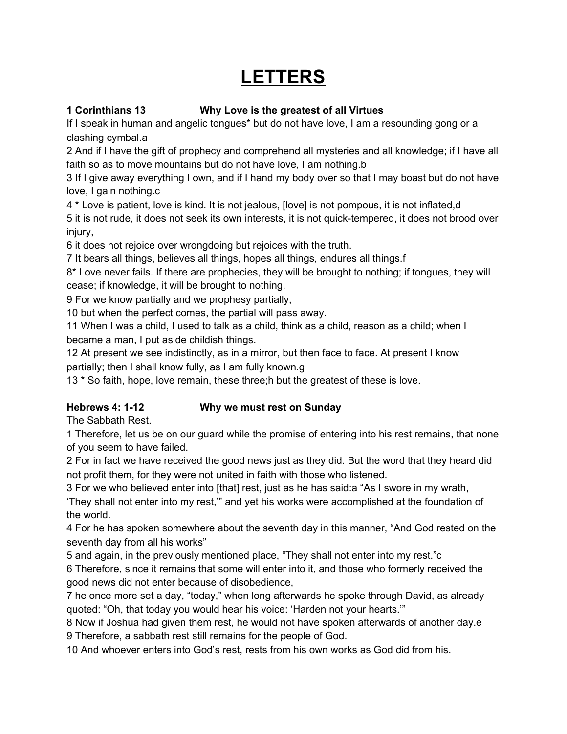# LETTERS

**1 Corinthians 13 Why Love is the greatest of all Virtues**

If I speak in human and angelic tongues* but do not have love, I am a resounding gong or a clashing cymbal.a

2 And if I have the gift of prophecy and comprehend all mysteries and all knowledge; if I have all faith so as to move mountains but do not have love, I am nothing.b

3 If I give away everything I own, and if I hand my body over so that I may boast but do not have love, I gain nothing.c

4 * Love is patient, love is kind. It is not jealous, [love] is not pompous, it is not inflated,d

5 it is not rude, it does not seek its own interests, it is not quick-tempered, it does not brood over injury,

6 it does not rejoice over wrongdoing but rejoices with the truth.

7 It bears all things, believes all things, hopes all things, endures all things.f

8* Love never fails. If there are prophecies, they will be brought to nothing; if tongues, they will cease; if knowledge, it will be brought to nothing.

9 For we know partially and we prophesy partially,

10 but when the perfect comes, the partial will pass away.

11 When I was a child, I used to talk as a child, think as a child, reason as a child; when I became a man, I put aside childish things.

12 At present we see indistinctly, as in a mirror, but then face to face. At present I know partially; then I shall know fully, as I am fully known.g

13 * So faith, hope, love remain, these three;h but the greatest of these is love.

**Hebrews 4: 1-12 Why we must rest on Sunday**

The Sabbath Rest.

1 Therefore, let us be on our guard while the promise of entering into his rest remains, that none of you seem to have failed.

2 For in fact we have received the good news just as they did. But the word that they heard did not profit them, for they were not united in faith with those who listened.

3 For we who believed enter into [that] rest, just as he has said:a "As I swore in my wrath, 'They shall not enter into my rest,'" and yet his works were accomplished at the foundation of the world.

4 For he has spoken somewhere about the seventh day in this manner, "And God rested on the seventh day from all his works"

5 and again, in the previously mentioned place, "They shall not enter into my rest."c

6 Therefore, since it remains that some will enter into it, and those who formerly received the good news did not enter because of disobedience,

7 he once more set a day, "today," when long afterwards he spoke through David, as already quoted: "Oh, that today you would hear his voice: 'Harden not your hearts.'"

8 Now if Joshua had given them rest, he would not have spoken afterwards of another day.e

9 Therefore, a sabbath rest still remains for the people of God.

10 And whoever enters into God's rest, rests from his own works as God did from his.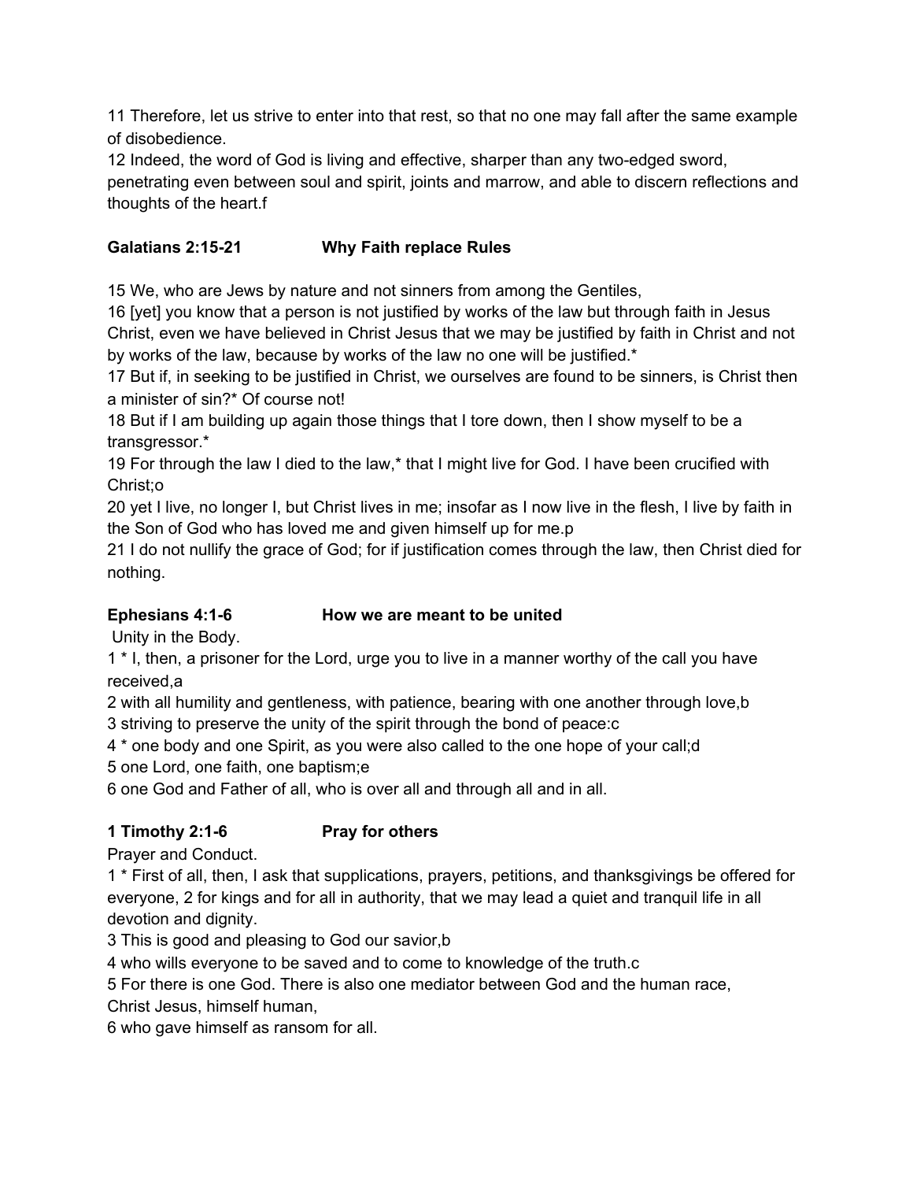11 Therefore, let us strive to enter into that rest, so that no one may fall after the same example of disobedience.
12 Indeed, the word of God is living and effective, sharper than any two-edged sword, penetrating even between soul and spirit, joints and marrow, and able to discern reflections and thoughts of the heart.f

**Galatians 2:15-21 Why Faith replace Rules**

15 We, who are Jews by nature and not sinners from among the Gentiles,
16 [yet] you know that a person is not justified by works of the law but through faith in Jesus Christ, even we have believed in Christ Jesus that we may be justified by faith in Christ and not by works of the law, because by works of the law no one will be justified.*
17 But if, in seeking to be justified in Christ, we ourselves are found to be sinners, is Christ then a minister of sin?* Of course not!
18 But if I am building up again those things that I tore down, then I show myself to be a transgressor.*
19 For through the law I died to the law,* that I might live for God. I have been crucified with Christ;o
20 yet I live, no longer I, but Christ lives in me; insofar as I now live in the flesh, I live by faith in the Son of God who has loved me and given himself up for me.p
21 I do not nullify the grace of God; for if justification comes through the law, then Christ died for nothing.

**Ephesians 4:1-6 How we are meant to be united**

Unity in the Body.
1 * I, then, a prisoner for the Lord, urge you to live in a manner worthy of the call you have received,a
2 with all humility and gentleness, with patience, bearing with one another through love,b
3 striving to preserve the unity of the spirit through the bond of peace:c
4 * one body and one Spirit, as you were also called to the one hope of your call;d
5 one Lord, one faith, one baptism;e
6 one God and Father of all, who is over all and through all and in all.

**1 Timothy 2:1-6 Pray for others**

Prayer and Conduct.
1 * First of all, then, I ask that supplications, prayers, petitions, and thanksgivings be offered for everyone, 2 for kings and for all in authority, that we may lead a quiet and tranquil life in all devotion and dignity.
3 This is good and pleasing to God our savior,b
4 who wills everyone to be saved and to come to knowledge of the truth.c
5 For there is one God. There is also one mediator between God and the human race, Christ Jesus, himself human,
6 who gave himself as ransom for all.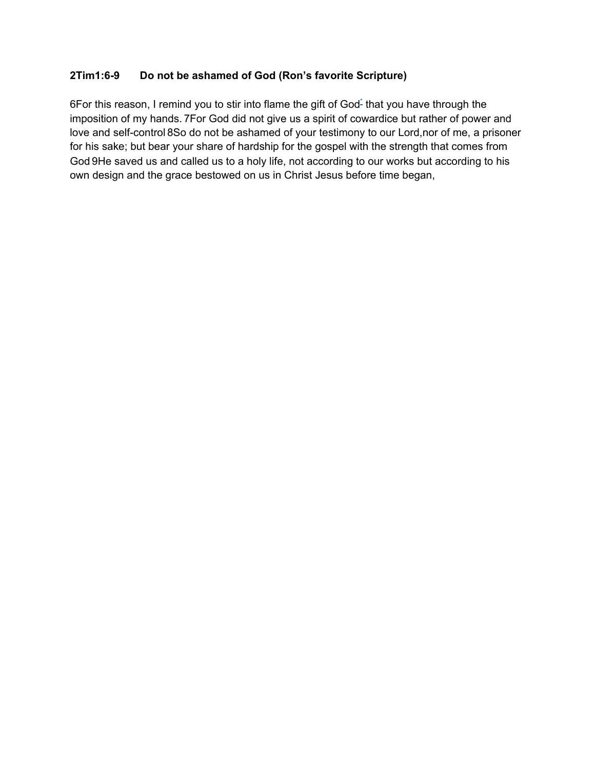**2Tim1:6-9 Do not be ashamed of God (Ron's favorite Scripture)**

6For this reason, I remind you to stir into flame the gift of God[*] that you have through the imposition of my hands. 7For God did not give us a spirit of cowardice but rather of power and love and self-control 8So do not be ashamed of your testimony to our Lord,nor of me, a prisoner for his sake; but bear your share of hardship for the gospel with the strength that comes from God 9He saved us and called us to a holy life, not according to our works but according to his own design and the grace bestowed on us in Christ Jesus before time began,